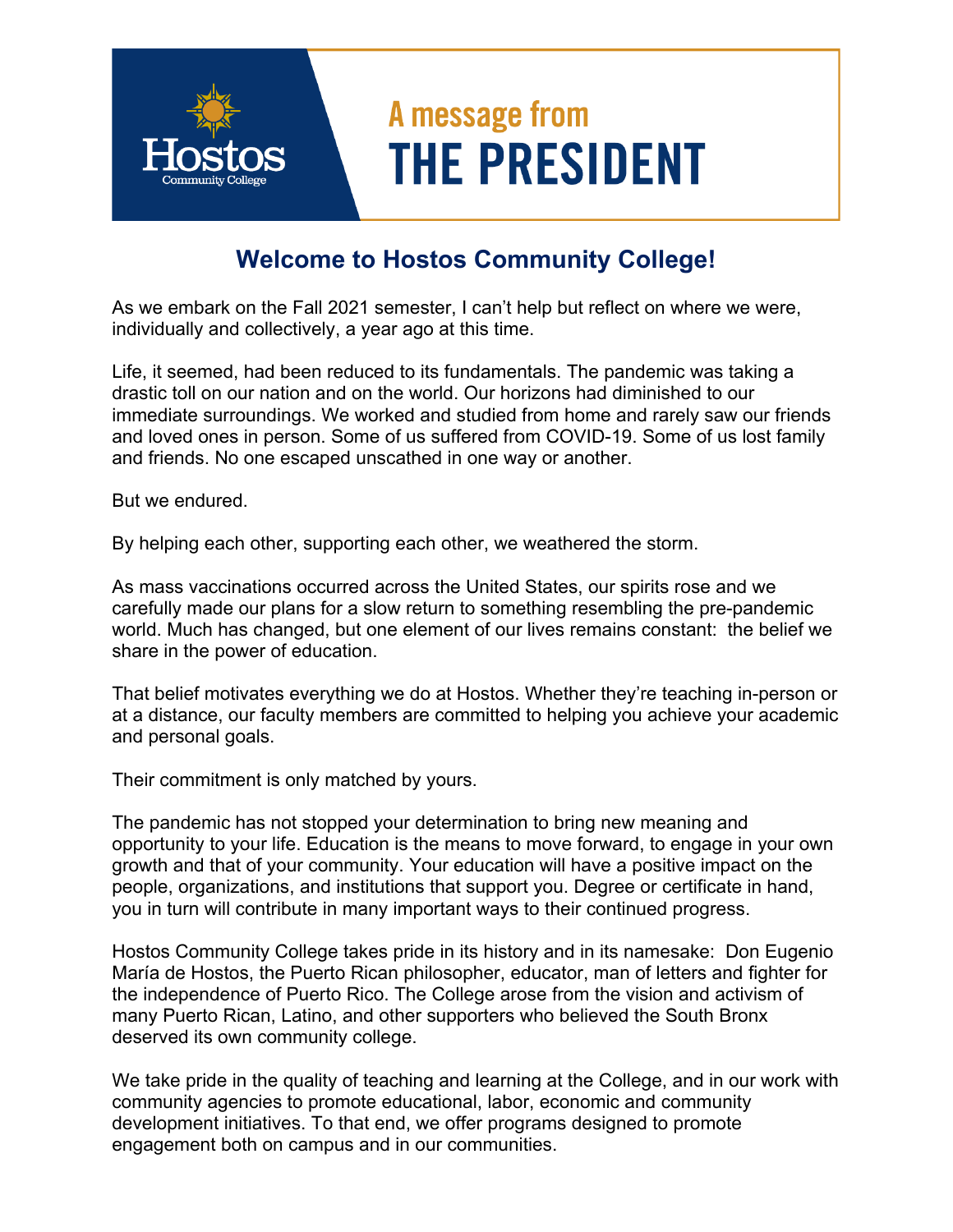Hostos Community College

# A message from THE PRESIDENT

## Welcome to Hostos Community College!

As we embark on the Fall 2021 semester, I can't help but reflect on where we were, individually and collectively, a year ago at this time.

Life, it seemed, had been reduced to its fundamentals. The pandemic was taking a drastic toll on our nation and on the world. Our horizons had diminished to our immediate surroundings. We worked and studied from home and rarely saw our friends and loved ones in person. Some of us suffered from COVID-19. Some of us lost family and friends. No one escaped unscathed in one way or another.

But we endured.

By helping each other, supporting each other, we weathered the storm.

As mass vaccinations occurred across the United States, our spirits rose and we carefully made our plans for a slow return to something resembling the pre-pandemic world. Much has changed, but one element of our lives remains constant: the belief we share in the power of education.

That belief motivates everything we do at Hostos. Whether they're teaching in-person or at a distance, our faculty members are committed to helping you achieve your academic and personal goals.

Their commitment is only matched by yours.

The pandemic has not stopped your determination to bring new meaning and opportunity to your life. Education is the means to move forward, to engage in your own growth and that of your community. Your education will have a positive impact on the people, organizations, and institutions that support you. Degree or certificate in hand, you in turn will contribute in many important ways to their continued progress.

Hostos Community College takes pride in its history and in its namesake: Don Eugenio María de Hostos, the Puerto Rican philosopher, educator, man of letters and fighter for the independence of Puerto Rico. The College arose from the vision and activism of many Puerto Rican, Latino, and other supporters who believed the South Bronx deserved its own community college.

We take pride in the quality of teaching and learning at the College, and in our work with community agencies to promote educational, labor, economic and community development initiatives. To that end, we offer programs designed to promote engagement both on campus and in our communities.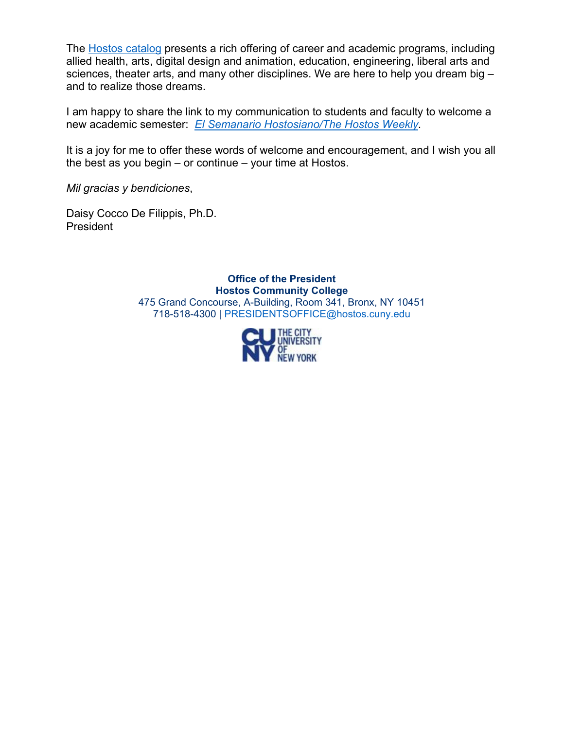The Hostos catalog presents a rich offering of career and academic programs, including allied health, arts, digital design and animation, education, engineering, liberal arts and sciences, theater arts, and many other disciplines. We are here to help you dream big – and to realize those dreams.

I am happy to share the link to my communication to students and faculty to welcome a new academic semester: *El Semanario Hostosiano/The Hostos Weekly*.

It is a joy for me to offer these words of welcome and encouragement, and I wish you all the best as you begin – or continue – your time at Hostos.

*Mil gracias y bendiciones*,

Daisy Cocco De Filippis, Ph.D.
President

**Office of the President**
**Hostos Community College**
475 Grand Concourse, A-Building, Room 341, Bronx, NY 10451
718-518-4300 | PRESIDENTSOFFICE@hostos.cuny.edu

CUNY THE CITY UNIVERSITY OF NEW YORK